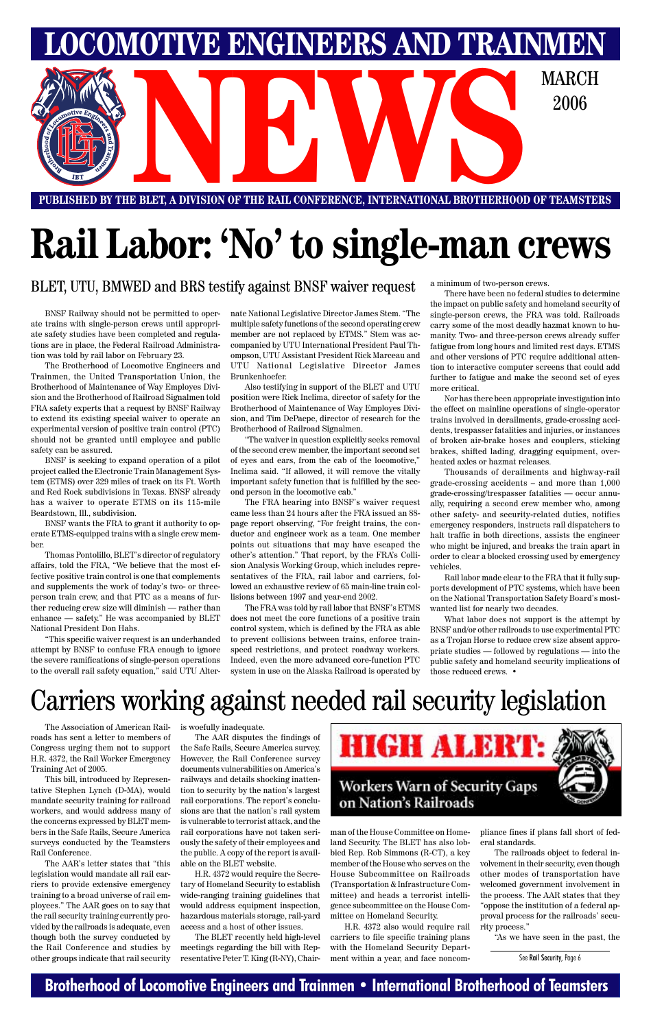# LOCOMOTIVE ENGINEERS AND TRAINMEN NEWS

MARCH 2006

PUBLISHED BY THE BLET, A DIVISION OF THE RAIL CONFERENCE, INTERNATIONAL BROTHERHOOD OF TEAMSTERS

# Rail Labor: 'No' to single-man crews

## BLET, UTU, BMWED and BRS testify against BNSF waiver request

BNSF Railway should not be permitted to operate trains with single-person crews until appropriate safety studies have been completed and regulations are in place, the Federal Railroad Administration was told by rail labor on February 23.

The Brotherhood of Locomotive Engineers and Trainmen, the United Transportation Union, the Brotherhood of Maintenance of Way Employes Division and the Brotherhood of Railroad Signalmen told FRA safety experts that a request by BNSF Railway to extend its existing special waiver to operate an experimental version of positive train control (PTC) should not be granted until employee and public safety can be assured.

BNSF is seeking to expand operation of a pilot project called the Electronic Train Management System (ETMS) over 329 miles of track on its Ft. Worth and Red Rock subdivisions in Texas. BNSF already has a waiver to operate ETMS on its 115-mile Beardstown, Ill., subdivision.

BNSF wants the FRA to grant it authority to operate ETMS-equipped trains with a single crew member.

Thomas Pontolillo, BLET's director of regulatory affairs, told the FRA, "We believe that the most effective positive train control is one that complements and supplements the work of today's two- or three-person train crew, and that PTC as a means of further reducing crew size will diminish — rather than enhance — safety." He was accompanied by BLET National President Don Hahs.

"This specific waiver request is an underhanded attempt by BNSF to confuse FRA enough to ignore the severe ramifications of single-person operations to the overall rail safety equation," said UTU Alternate National Legislative Director James Stem. "The multiple safety functions of the second operating crew member are not replaced by ETMS." Stem was accompanied by UTU International President Paul Thompson, UTU Assistant President Rick Marceau and UTU National Legislative Director James Brunkenhoefer.

Also testifying in support of the BLET and UTU position were Rick Inclima, director of safety for the Brotherhood of Maintenance of Way Employes Division, and Tim DePaepe, director of research for the Brotherhood of Railroad Signalmen.

"The waiver in question explicitly seeks removal of the second crew member, the important second set of eyes and ears, from the cab of the locomotive," Inclima said. "If allowed, it will remove the vitally important safety function that is fulfilled by the second person in the locomotive cab."

The FRA hearing into BNSF's waiver request came less than 24 hours after the FRA issued an 88-page report observing, "For freight trains, the conductor and engineer work as a team. One member points out situations that may have escaped the other's attention." That report, by the FRA's Collision Analysis Working Group, which includes representatives of the FRA, rail labor and carriers, followed an exhaustive review of 65 main-line train collisions between 1997 and year-end 2002.

The FRA was told by rail labor that BNSF's ETMS does not meet the core functions of a positive train control system, which is defined by the FRA as able to prevent collisions between trains, enforce train-speed restrictions, and protect roadway workers. Indeed, even the more advanced core-function PTC system in use on the Alaska Railroad is operated by a minimum of two-person crews.

There have been no federal studies to determine the impact on public safety and homeland security of single-person crews, the FRA was told. Railroads carry some of the most deadly hazmat known to humanity. Two- and three-person crews already suffer fatigue from long hours and limited rest days. ETMS and other versions of PTC require additional attention to interactive computer screens that could add further to fatigue and make the second set of eyes more critical.

Nor has there been appropriate investigation into the effect on mainline operations of single-operator trains involved in derailments, grade-crossing accidents, trespasser fatalities and injuries, or instances of broken air-brake hoses and couplers, sticking brakes, shifted lading, dragging equipment, overheated axles or hazmat releases.

Thousands of derailments and highway-rail grade-crossing accidents – and more than 1,000 grade-crossing/trespasser fatalities — occur annually, requiring a second crew member who, among other safety- and security-related duties, notifies emergency responders, instructs rail dispatchers to halt traffic in both directions, assists the engineer who might be injured, and breaks the train apart in order to clear a blocked crossing used by emergency vehicles.

Rail labor made clear to the FRA that it fully supports development of PTC systems, which have been on the National Transportation Safety Board's most-wanted list for nearly two decades.

What labor does not support is the attempt by BNSF and/or other railroads to use experimental PTC as a Trojan Horse to reduce crew size absent appropriate studies — followed by regulations — into the public safety and homeland security implications of those reduced crews. •

# Carriers working against needed rail security legislation

The Association of American Railroads has sent a letter to members of Congress urging them not to support H.R. 4372, the Rail Worker Emergency Training Act of 2005.

This bill, introduced by Representative Stephen Lynch (D-MA), would mandate security training for railroad workers, and would address many of the concerns expressed by BLET members in the Safe Rails, Secure America surveys conducted by the Teamsters Rail Conference.

The AAR's letter states that "this legislation would mandate all rail carriers to provide extensive emergency training to a broad universe of rail employees." The AAR goes on to say that the rail security training currently provided by the railroads is adequate, even though both the survey conducted by the Rail Conference and studies by other groups indicate that rail security is woefully inadequate.

The AAR disputes the findings of the Safe Rails, Secure America survey. However, the Rail Conference survey documents vulnerabilities on America's railways and details shocking inattention to security by the nation's largest rail corporations. The report's conclusions are that the nation's rail system is vulnerable to terrorist attack, and the rail corporations have not taken seriously the safety of their employees and the public. A copy of the report is available on the BLET website.

H.R. 4372 would require the Secretary of Homeland Security to establish wide-ranging training guidelines that would address equipment inspection, hazardous materials storage, rail-yard access and a host of other issues.

The BLET recently held high-level meetings regarding the bill with Representative Peter T. King (R-NY), Chairman of the House Committee on Homeland Security. The BLET has also lobbied Rep. Rob Simmons (R-CT), a key member of the House who serves on the House Subcommittee on Railroads (Transportation & Infrastructure Committee) and heads a terrorist intelligence subcommittee on the House Committee on Homeland Security.

H.R. 4372 also would require rail carriers to file specific training plans with the Homeland Security Department within a year, and face noncompliance fines if plans fall short of federal standards.

The railroads object to federal involvement in their security, even though other modes of transportation have welcomed government involvement in the process. The AAR states that they "oppose the institution of a federal approval process for the railroads' security process."

"As we have seen in the past, the

**HIGH ALERT: Workers Warn of Security Gaps on Nation's Railroads**

See Rail Security, Page 6

Brotherhood of Locomotive Engineers and Trainmen • International Brotherhood of Teamsters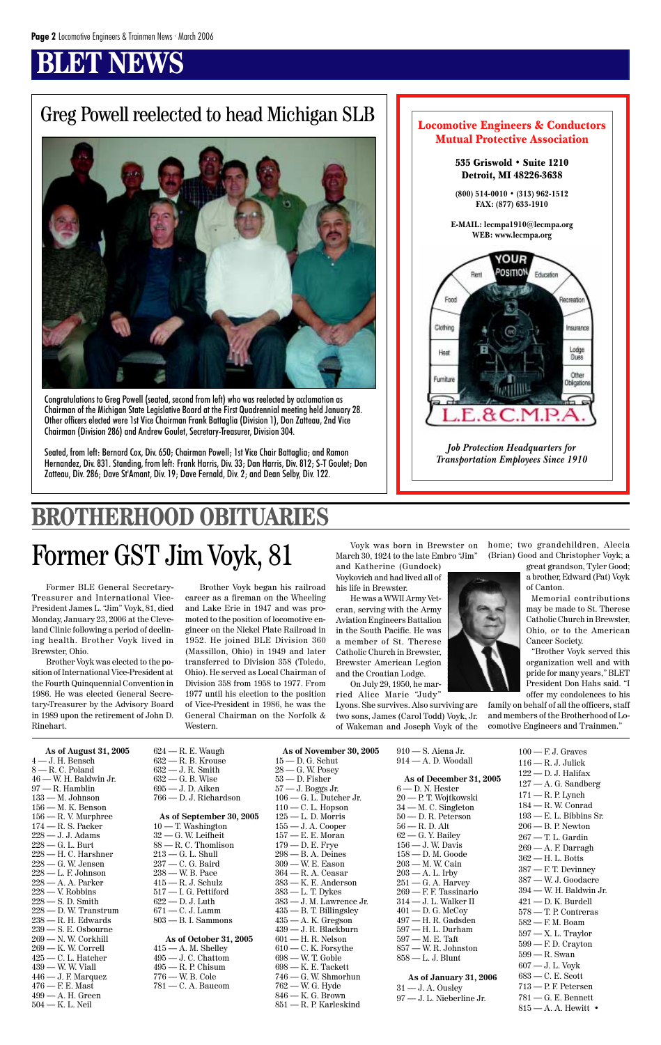# BLET NEWS

## Greg Powell reelected to head Michigan SLB

Congratulations to Greg Powell (seated, second from left) who was reelected by acclamation as Chairman of the Michigan State Legislative Board at the First Quadrennial meeting held January 28. Other officers elected were 1st Vice Chairman Frank Battaglia (Division 1), Don Zatteau, 2nd Vice Chairman (Division 286) and Andrew Goulet, Secretary-Treasurer, Division 304.

Seated, from left: Bernard Cox, Div. 650; Chairman Powell; 1st Vice Chair Battaglia; and Ramon Hernandez, Div. 831. Standing, from left: Frank Harris, Div. 33; Dan Harris, Div. 812; S-T Goulet; Don Zatteau, Div. 286; Dave St'Amant, Div. 19; Dave Fernald, Div. 2; and Dean Selby, Div. 122.

**Locomotive Engineers & Conductors Mutual Protective Association**

**535 Griswold • Suite 1210**
**Detroit, MI 48226-3638**

**(800) 514-0010 • (313) 962-1512**
**FAX: (877) 633-1910**

**E-MAIL: lecmpa1910@lecmpa.org**
**WEB: www.lecmpa.org**

YOUR POSITION — Rent, Education, Food, Recreation, Clothing, Insurance, Heat, Lodge Dues, Furniture, Other Obligations

L.E.&C.M.P.A.

*Job Protection Headquarters for Transportation Employees Since 1910*

# BROTHERHOOD OBITUARIES

## Former GST Jim Voyk, 81

Former BLE General Secretary-Treasurer and International Vice-President James L. "Jim" Voyk, 81, died Monday, January 23, 2006 at the Cleveland Clinic following a period of declining health. Brother Voyk lived in Brewster, Ohio.

Brother Voyk was elected to the position of International Vice-President at the Fourth Quinquennial Convention in 1986. He was elected General Secretary-Treasurer by the Advisory Board in 1989 upon the retirement of John D. Rinehart.

Brother Voyk began his railroad career as a fireman on the Wheeling and Lake Erie in 1947 and was promoted to the position of locomotive engineer on the Nickel Plate Railroad in 1952. He joined BLE Division 360 (Massillon, Ohio) in 1949 and later transferred to Division 358 (Toledo, Ohio). He served as Local Chairman of Division 358 from 1958 to 1977. From 1977 until his election to the position of Vice-President in 1986, he was the General Chairman on the Norfolk & Western.

Voyk was born in Brewster on March 30, 1924 to the late Embro "Jim" and Katherine (Gundock) Voykovich and had lived all of his life in Brewster.

He was a WWII Army Veteran, serving with the Army Aviation Engineers Battalion in the South Pacific. He was a member of St. Therese Catholic Church in Brewster, Brewster American Legion and the Croatian Lodge.

On July 29, 1950, he married Alice Marie "Judy" Lyons. She survives. Also surviving are two sons, James (Carol Todd) Voyk, Jr. of Wakeman and Joseph Voyk of the home; two grandchildren, Alecia (Brian) Good and Christopher Voyk; a great grandson, Tyler Good; a brother, Edward (Pat) Voyk of Canton.

Memorial contributions may be made to St. Therese Catholic Church in Brewster, Ohio, or to the American Cancer Society.

"Brother Voyk served this organization well and with pride for many years," BLET President Don Hahs said. "I offer my condolences to his family on behalf of all the officers, staff and members of the Brotherhood of Locomotive Engineers and Trainmen."

**As of August 31, 2005**
4 — J. H. Bensch
8 — R. C. Poland
46 — W. H. Baldwin Jr.
97 — R. Hamblin
133 — M. Johnson
156 — M. K. Benson
156 — R. V. Murphree
174 — R. S. Packer
228 — J. J. Adams
228 — G. L. Burt
228 — H. C. Harshner
228 — G. W. Jensen
228 — L. F. Johnson
228 — A. A. Parker
228 — V. Robbins
228 — S. D. Smith
228 — D. W. Transtrum
238 — R. H. Edwards
239 — S. E. Osbourne
269 — N. W. Corkhill
269 — K. W. Correll
425 — C. L. Hatcher
439 — W. W. Viall
446 — J. F. Marquez
476 — F. E. Mast
499 — A. H. Green
504 — K. L. Neil
624 — R. E. Waugh
632 — R. B. Krouse
632 — J. R. Smith
632 — G. B. Wise
695 — J. D. Aiken
766 — D. J. Richardson

**As of September 30, 2005**
10 — T. Washington
32 — G. W. Leifheit
88 — R. C. Thomlison
213 — G. L. Shull
237 — C. G. Baird
238 — W. B. Pace
415 — R. J. Schulz
517 — I. G. Pettiford
622 — D. J. Luth
671 — C. J. Lamm
803 — B. I. Sammons

**As of October 31, 2005**
415 — A. M. Shelley
495 — J. C. Chattom
495 — R. P. Chisum
776 — W. B. Cole
781 — C. A. Baucom

**As of November 30, 2005**
15 — D. G. Schut
28 — G. W. Posey
53 — D. Fisher
57 — J. Boggs Jr.
106 — G. L. Dutcher Jr.
110 — C. L. Hopson
125 — L. D. Morris
155 — J. A. Cooper
157 — E. E. Moran
179 — D. E. Frye
298 — B. A. Deines
309 — W. E. Eason
364 — R. A. Ceasar
383 — K. E. Anderson
383 — L. T. Dykes
383 — J. M. Lawrence Jr.
435 — B. T. Billingsley
435 — A. K. Gregson
439 — J. R. Blackburn
601 — H. R. Nelson
610 — C. K. Forsythe
698 — W. T. Goble
698 — K. E. Tackett
746 — G. W. Shmorhun
762 — W. G. Hyde
846 — K. G. Brown
851 — R. P. Karleskind
910 — S. Aiena Jr.
914 — A. D. Woodall

**As of December 31, 2005**
6 — D. N. Hester
20 — P. T. Wojtkowski
34 — M. C. Singleton
50 — D. R. Peterson
56 — R. D. Alt
62 — G. Y. Bailey
156 — J. W. Davis
158 — D. M. Goode
203 — M. W. Cain
203 — A. L. Irby
251 — G. A. Harvey
269 — F. F. Tassinario
314 — J. L. Walker II
401 — D. G. McCoy
497 — H. R. Gadsden
597 — H. L. Durham
597 — M. E. Taft
857 — W. R. Johnston
858 — L. J. Blunt

**As of January 31, 2006**
31 — J. A. Ousley
97 — J. L. Nieberline Jr.
100 — F. J. Graves
116 — R. J. Julick
122 — D. J. Halifax
127 — A. G. Sandberg
171 — R. P. Lynch
184 — R. W. Conrad
193 — E. L. Bibbins Sr.
206 — B. P. Newton
267 — T. L. Gardin
269 — A. F. Darragh
362 — H. L. Botts
387 — F. T. Devinney
387 — W. J. Goodacre
394 — W. H. Baldwin Jr.
421 — D. K. Burdell
578 — T. P. Contreras
582 — F. M. Boam
597 — X. L. Traylor
599 — F. D. Crayton
599 — R. Swan
607 — J. L. Voyk
683 — C. E. Scott
713 — P. F. Petersen
781 — G. E. Bennett
815 — A. A. Hewitt •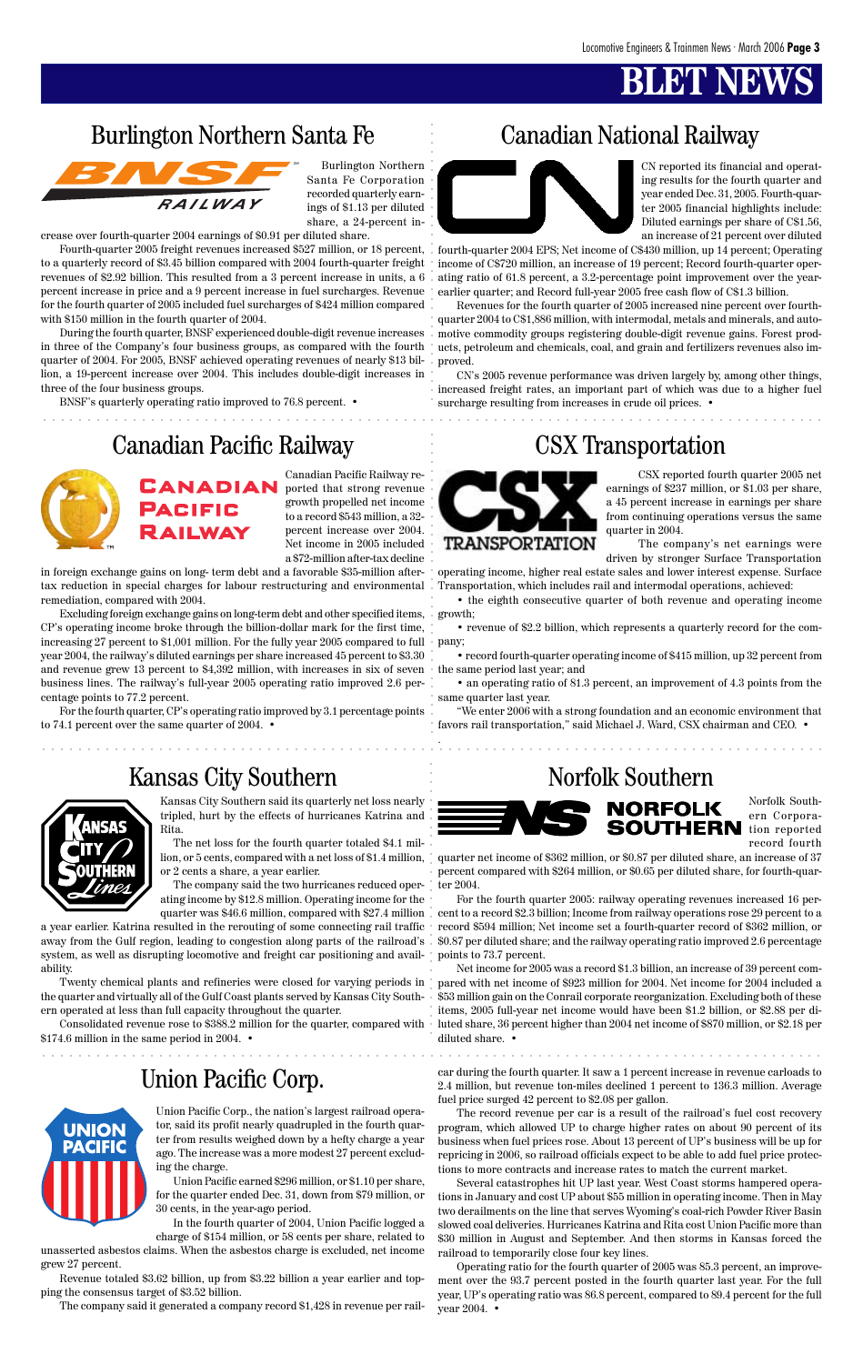# BLET NEWS

## Burlington Northern Santa Fe

Burlington Northern Santa Fe Corporation recorded quarterly earnings of $1.13 per diluted share, a 24-percent increase over fourth-quarter 2004 earnings of $0.91 per diluted share.

Fourth-quarter 2005 freight revenues increased $527 million, or 18 percent, to a quarterly record of $3.45 billion compared with 2004 fourth-quarter freight revenues of $2.92 billion. This resulted from a 3 percent increase in units, a 6 percent increase in price and a 9 percent increase in fuel surcharges. Revenue for the fourth quarter of 2005 included fuel surcharges of $424 million compared with $150 million in the fourth quarter of 2004.

During the fourth quarter, BNSF experienced double-digit revenue increases in three of the Company's four business groups, as compared with the fourth quarter of 2004. For 2005, BNSF achieved operating revenues of nearly $13 billion, a 19-percent increase over 2004. This includes double-digit increases in three of the four business groups.

BNSF's quarterly operating ratio improved to 76.8 percent. •

## Canadian National Railway

CN reported its financial and operating results for the fourth quarter and year ended Dec. 31, 2005. Fourth-quarter 2005 financial highlights include: Diluted earnings per share of C$1.56, an increase of 21 percent over diluted fourth-quarter 2004 EPS; Net income of C$430 million, up 14 percent; Operating income of C$720 million, an increase of 19 percent; Record fourth-quarter operating ratio of 61.8 percent, a 3.2-percentage point improvement over the year-earlier quarter; and Record full-year 2005 free cash flow of C$1.3 billion.

Revenues for the fourth quarter of 2005 increased nine percent over fourth-quarter 2004 to C$1,886 million, with intermodal, metals and minerals, and automotive commodity groups registering double-digit revenue gains. Forest products, petroleum and chemicals, coal, and grain and fertilizers revenues also improved.

CN's 2005 revenue performance was driven largely by, among other things, increased freight rates, an important part of which was due to a higher fuel surcharge resulting from increases in crude oil prices. •

## Canadian Pacific Railway

Canadian Pacific Railway reported that strong revenue growth propelled net income to a record $543 million, a 32-percent increase over 2004. Net income in 2005 included a $72-million after-tax decline in foreign exchange gains on long- term debt and a favorable $35-million after-tax reduction in special charges for labour restructuring and environmental remediation, compared with 2004.

Excluding foreign exchange gains on long-term debt and other specified items, CP's operating income broke through the billion-dollar mark for the first time, increasing 27 percent to $1,001 million. For the fully year 2005 compared to full year 2004, the railway's diluted earnings per share increased 45 percent to $3.30 and revenue grew 13 percent to $4,392 million, with increases in six of seven business lines. The railway's full-year 2005 operating ratio improved 2.6 percentage points to 77.2 percent.

For the fourth quarter, CP's operating ratio improved by 3.1 percentage points to 74.1 percent over the same quarter of 2004. •

## CSX Transportation

CSX reported fourth quarter 2005 net earnings of $237 million, or $1.03 per share, a 45 percent increase in earnings per share from continuing operations versus the same quarter in 2004.

The company's net earnings were driven by stronger Surface Transportation operating income, higher real estate sales and lower interest expense. Surface Transportation, which includes rail and intermodal operations, achieved:

- the eighth consecutive quarter of both revenue and operating income growth;
- revenue of $2.2 billion, which represents a quarterly record for the company;
- record fourth-quarter operating income of $415 million, up 32 percent from the same period last year; and
- an operating ratio of 81.3 percent, an improvement of 4.3 points from the same quarter last year.

"We enter 2006 with a strong foundation and an economic environment that favors rail transportation," said Michael J. Ward, CSX chairman and CEO. •

## Kansas City Southern

Kansas City Southern said its quarterly net loss nearly tripled, hurt by the effects of hurricanes Katrina and Rita.

The net loss for the fourth quarter totaled $4.1 million, or 5 cents, compared with a net loss of $1.4 million, or 2 cents a share, a year earlier.

The company said the two hurricanes reduced operating income by $12.8 million. Operating income for the quarter was $46.6 million, compared with $27.4 million a year earlier. Katrina resulted in the rerouting of some connecting rail traffic away from the Gulf region, leading to congestion along parts of the railroad's system, as well as disrupting locomotive and freight car positioning and availability.

Twenty chemical plants and refineries were closed for varying periods in the quarter and virtually all of the Gulf Coast plants served by Kansas City Southern operated at less than full capacity throughout the quarter.

Consolidated revenue rose to $388.2 million for the quarter, compared with $174.6 million in the same period in 2004. •

## Norfolk Southern

Norfolk Southern Corporation reported record fourth quarter net income of $362 million, or $0.87 per diluted share, an increase of 37 percent compared with $264 million, or $0.65 per diluted share, for fourth-quarter 2004.

For the fourth quarter 2005: railway operating revenues increased 16 percent to a record $2.3 billion; Income from railway operations rose 29 percent to a record $594 million; Net income set a fourth-quarter record of $362 million, or $0.87 per diluted share; and the railway operating ratio improved 2.6 percentage points to 73.7 percent.

Net income for 2005 was a record $1.3 billion, an increase of 39 percent compared with net income of $923 million for 2004. Net income for 2004 included a $53 million gain on the Conrail corporate reorganization. Excluding both of these items, 2005 full-year net income would have been $1.2 billion, or $2.88 per diluted share, 36 percent higher than 2004 net income of $870 million, or $2.18 per diluted share. •

## Union Pacific Corp.

Union Pacific Corp., the nation's largest railroad operator, said its profit nearly quadrupled in the fourth quarter from results weighed down by a hefty charge a year ago. The increase was a more modest 27 percent excluding the charge.

Union Pacific earned $296 million, or $1.10 per share, for the quarter ended Dec. 31, down from $79 million, or 30 cents, in the year-ago period.

In the fourth quarter of 2004, Union Pacific logged a charge of $154 million, or 58 cents per share, related to unasserted asbestos claims. When the asbestos charge is excluded, net income grew 27 percent.

Revenue totaled $3.62 billion, up from $3.22 billion a year earlier and topping the consensus target of $3.52 billion.

The company said it generated a company record $1,428 in revenue per rail-car during the fourth quarter. It saw a 1 percent increase in revenue carloads to 2.4 million, but revenue ton-miles declined 1 percent to 136.3 million. Average fuel price surged 42 percent to $2.08 per gallon.

The record revenue per car is a result of the railroad's fuel cost recovery program, which allowed UP to charge higher rates on about 90 percent of its business when fuel prices rose. About 13 percent of UP's business will be up for repricing in 2006, so railroad officials expect to be able to add fuel price protections to more contracts and increase rates to match the current market.

Several catastrophes hit UP last year. West Coast storms hampered operations in January and cost UP about $55 million in operating income. Then in May two derailments on the line that serves Wyoming's coal-rich Powder River Basin slowed coal deliveries. Hurricanes Katrina and Rita cost Union Pacific more than $30 million in August and September. And then storms in Kansas forced the railroad to temporarily close four key lines.

Operating ratio for the fourth quarter of 2005 was 85.3 percent, an improvement over the 93.7 percent posted in the fourth quarter last year. For the full year, UP's operating ratio was 86.8 percent, compared to 89.4 percent for the full year 2004. •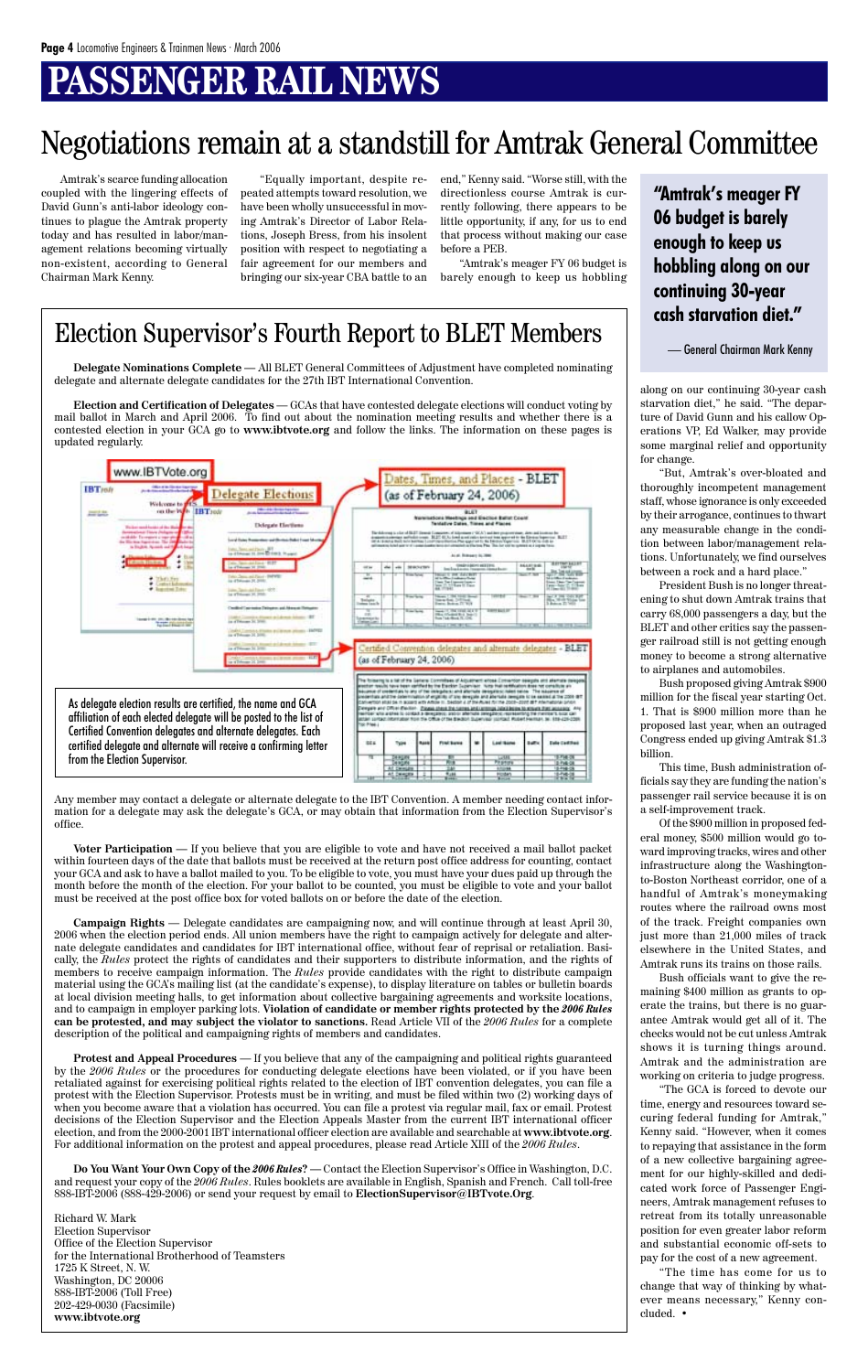# PASSENGER RAIL NEWS

## Negotiations remain at a standstill for Amtrak General Committee

Amtrak's scarce funding allocation coupled with the lingering effects of David Gunn's anti-labor ideology continues to plague the Amtrak property today and has resulted in labor/management relations becoming virtually non-existent, according to General Chairman Mark Kenny.

"Equally important, despite repeated attempts toward resolution, we have been wholly unsuccessful in moving Amtrak's Director of Labor Relations, Joseph Bress, from his insolent position with respect to negotiating a fair agreement for our members and bringing our six-year CBA battle to an end," Kenny said. "Worse still, with the directionless course Amtrak is currently following, there appears to be little opportunity, if any, for us to end that process without making our case before a PEB.

"Amtrak's meager FY 06 budget is barely enough to keep us hobbling along on our continuing 30-year cash starvation diet," he said. "The departure of David Gunn and his callow Operations VP, Ed Walker, may provide some marginal relief and opportunity for change.

"But, Amtrak's over-bloated and thoroughly incompetent management staff, whose ignorance is only exceeded by their arrogance, continues to thwart any measurable change in the condition between labor/management relations. Unfortunately, we find ourselves between a rock and a hard place."

President Bush is no longer threatening to shut down Amtrak trains that carry 68,000 passengers a day, but the BLET and other critics say the passenger railroad still is not getting enough money to become a strong alternative to airplanes and automobiles.

Bush proposed giving Amtrak $900 million for the fiscal year starting Oct. 1. That is $900 million more than he proposed last year, when an outraged Congress ended up giving Amtrak $1.3 billion.

This time, Bush administration officials say they are funding the nation's passenger rail service because it is on a self-improvement track.

Of the $900 million in proposed federal money, $500 million would go toward improving tracks, wires and other infrastructure along the Washington-to-Boston Northeast corridor, one of a handful of Amtrak's moneymaking routes where the railroad owns most of the track. Freight companies own just more than 21,000 miles of track elsewhere in the United States, and Amtrak runs its trains on those rails.

Bush officials want to give the remaining $400 million as grants to operate the trains, but there is no guarantee Amtrak would get all of it. The checks would not be cut unless Amtrak shows it is turning things around. Amtrak and the administration are working on criteria to judge progress.

"The GCA is forced to devote our time, energy and resources toward securing federal funding for Amtrak," Kenny said. "However, when it comes to repaying that assistance in the form of a new collective bargaining agreement for our highly-skilled and dedicated work force of Passenger Engineers, Amtrak management refuses to retreat from its totally unreasonable position for even greater labor reform and substantial economic off-sets to pay for the cost of a new agreement.

"The time has come for us to change that way of thinking by whatever means necessary," Kenny concluded. •

> **"Amtrak's meager FY 06 budget is barely enough to keep us hobbling along on our continuing 30-year cash starvation diet."**
>
> — General Chairman Mark Kenny

## Election Supervisor's Fourth Report to BLET Members

**Delegate Nominations Complete** — All BLET General Committees of Adjustment have completed nominating delegate and alternate delegate candidates for the 27th IBT International Convention.

**Election and Certification of Delegates** — GCAs that have contested delegate elections will conduct voting by mail ballot in March and April 2006. To find out about the nomination meeting results and whether there is a contested election in your GCA go to **www.ibtvote.org** and follow the links. The information on these pages is updated regularly.

As delegate election results are certified, the name and GCA affiliation of each elected delegate will be posted to the list of Certified Convention delegates and alternate delegates. Each certified delegate and alternate will receive a confirming letter from the Election Supervisor.

Any member may contact a delegate or alternate delegate to the IBT Convention. A member needing contact information for a delegate may ask the delegate's GCA, or may obtain that information from the Election Supervisor's office.

**Voter Participation** — If you believe that you are eligible to vote and have not received a mail ballot packet within fourteen days of the date that ballots must be received at the return post office address for counting, contact your GCA and ask to have a ballot mailed to you. To be eligible to vote, you must have your dues paid up through the month before the month of the election. For your ballot to be counted, you must be eligible to vote and your ballot must be received at the post office box for voted ballots on or before the date of the election.

**Campaign Rights** — Delegate candidates are campaigning now, and will continue through at least April 30, 2006 when the election period ends. All union members have the right to campaign actively for delegate and alternate delegate candidates and candidates for IBT international office, without fear of reprisal or retaliation. Basically, the *Rules* protect the rights of candidates and their supporters to distribute information, and the rights of members to receive campaign information. The *Rules* provide candidates with the right to distribute campaign material using the GCA's mailing list (at the candidate's expense), to display literature on tables or bulletin boards at local division meeting halls, to get information about collective bargaining agreements and worksite locations, and to campaign in employer parking lots. **Violation of candidate or member rights protected by the *2006 Rules* can be protested, and may subject the violator to sanctions.** Read Article VII of the *2006 Rules* for a complete description of the political and campaigning rights of members and candidates.

**Protest and Appeal Procedures** — If you believe that any of the campaigning and political rights guaranteed by the *2006 Rules* or the procedures for conducting delegate elections have been violated, or if you have been retaliated against for exercising political rights related to the election of IBT convention delegates, you can file a protest with the Election Supervisor. Protests must be in writing, and must be filed within two (2) working days of when you become aware that a violation has occurred. You can file a protest via regular mail, fax or email. Protest decisions of the Election Supervisor and the Election Appeals Master from the current IBT international officer election, and from the 2000-2001 IBT international officer election are available and searchable at **www.ibtvote.org**. For additional information on the protest and appeal procedures, please read Article XIII of the *2006 Rules*.

**Do You Want Your Own Copy of the *2006 Rules*?** — Contact the Election Supervisor's Office in Washington, D.C. and request your copy of the *2006 Rules*. Rules booklets are available in English, Spanish and French. Call toll-free 888-IBT-2006 (888-429-2006) or send your request by email to **ElectionSupervisor@IBTvote.Org**.

Richard W. Mark
Election Supervisor
Office of the Election Supervisor
for the International Brotherhood of Teamsters
1725 K Street, N. W.
Washington, DC 20006
888-IBT-2006 (Toll Free)
202-429-0030 (Facsimile)
**www.ibtvote.org**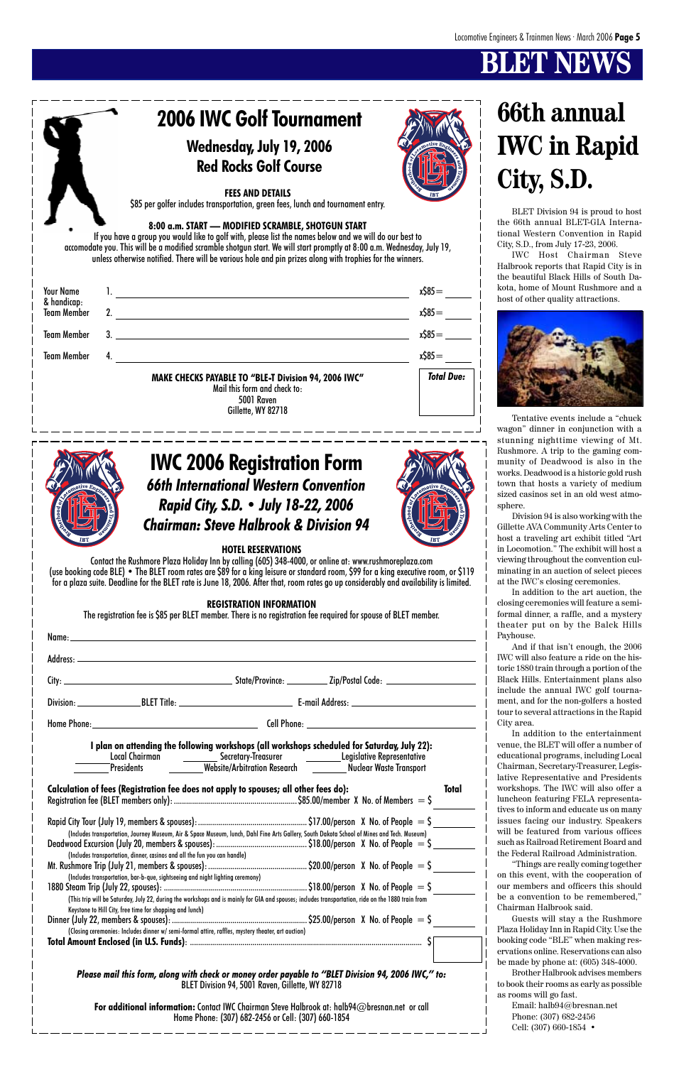# BLET NEWS

## 2006 IWC Golf Tournament

### Wednesday, July 19, 2006
### Red Rocks Golf Course

**FEES AND DETAILS**

$85 per golfer includes transportation, green fees, lunch and tournament entry.

**8:00 a.m. START — MODIFIED SCRAMBLE, SHOTGUN START**

If you have a group you would like to golf with, please list the names below and we will do our best to accomodate you. This will be a modified scramble shotgun start. We will start promptly at 8:00 a.m. Wednesday, July 19, unless otherwise notified. There will be various hole and pin prizes along with trophies for the winners.

| | | |
|---|---|---|
| Your Name & handicap: | 1. ______________________ | x$85= _____ |
| Team Member | 2. ______________________ | x$85= _____ |
| Team Member | 3. ______________________ | x$85= _____ |
| Team Member | 4. ______________________ | x$85= _____ |
| | | **Total Due:** |

**MAKE CHECKS PAYABLE TO "BLE-T Division 94, 2006 IWC"**
Mail this form and check to:
5001 Raven
Gillette, WY 82718

## IWC 2006 Registration Form

### *66th International Western Convention*
### *Rapid City, S.D. • July 18-22, 2006*
### *Chairman: Steve Halbrook & Division 94*

**HOTEL RESERVATIONS**

Contact the Rushmore Plaza Holiday Inn by calling (605) 348-4000, or online at: www.rushmoreplaza.com (use booking code BLE) • The BLET room rates are $89 for a king leisure or standard room, $99 for a king executive room, or $119 for a plaza suite. Deadline for the BLET rate is June 18, 2006. After that, room rates go up considerably and availability is limited.

**REGISTRATION INFORMATION**

The registration fee is $85 per BLET member. There is no registration fee required for spouse of BLET member.

Name: ______________________

Address: ______________________

City: ______________ State/Province: ________ Zip/Postal Code: ______________

Division: ________ BLET Title: ______________ E-mail Address: ______________

Home Phone: ______________ Cell Phone: ______________

**I plan on attending the following workshops (all workshops scheduled for Saturday, July 22):**

_____ Local Chairman _____ Secretary-Treasurer _____ Legislative Representative
_____ Presidents _____ Website/Arbitration Research _____ Nuclear Waste Transport

**Calculation of fees (Registration fee does not apply to spouses; all other fees do):** **Total**

Registration Fee (BLET members only): ........ $85.00/member X No. of Members = $ _____

Rapid City Tour (July 19, members & spouses): ........ $17.00/person X No. of People = $ _____
(Includes transportation, Journey Museum, Air & Space Museum, lunch, Dahl Fine Arts Gallery, South Dakota School of Mines and Tech. Museum)

Deadwood Excursion (July 20, members & spouses): ........ $18.00/person X No. of People = $ _____
(Includes transportation, dinner, casinos and all the fun you can handle)

Mt. Rushmore Trip (July 21, members & spouses): ........ $20.00/person X No. of People = $ _____
(Includes transportation, bar-b-que, sightseeing and night lighting ceremony)

1880 Steam Trip (July 22, spouses): ........ $18.00/person X No. of People = $ _____
(This trip will be Saturday, July 22, during the workshops and is mainly for GIA and spouses; includes transportation, ride on the 1880 train from Keystone to Hill City, free time for shopping and lunch)

Dinner (July 22, members & spouses): ........ $25.00/person X No. of People = $ _____
(Closing ceremonies: Includes dinner w/ semi-formal attire, raffles, mystery theater, art auction)

**Total Amount Enclosed (in U.S. Funds)**: ........ $ _____

***Please mail this form, along with check or money order payable to "BLET Division 94, 2006 IWC," to:***
BLET Division 94, 5001 Raven, Gillette, WY 82718

**For additional information:** Contact IWC Chairman Steve Halbrook at: halb94@bresnan.net or call Home Phone: (307) 682-2456 or Cell: (307) 660-1854

# 66th annual IWC in Rapid City, S.D.

BLET Division 94 is proud to host the 66th annual BLET-GIA International Western Convention in Rapid City, S.D., from July 17-23, 2006.

IWC Host Chairman Steve Halbrook reports that Rapid City is in the beautiful Black Hills of South Dakota, home of Mount Rushmore and a host of other quality attractions.

Tentative events include a "chuck wagon" dinner in conjunction with a stunning nighttime viewing of Mt. Rushmore. A trip to the gaming community of Deadwood is also in the works. Deadwood is a historic gold rush town that hosts a variety of medium sized casinos set in an old west atmosphere.

Division 94 is also working with the Gillette AVA Community Arts Center to host a traveling art exhibit titled "Art in Locomotion." The exhibit will host a viewing throughout the convention culminating in an auction of select pieces at the IWC's closing ceremonies.

In addition to the art auction, the closing ceremonies will feature a semi-formal dinner, a raffle, and a mystery theater put on by the Balck Hills Payhouse.

And if that isn't enough, the 2006 IWC will also feature a ride on the historic 1880 train through a portion of the Black Hills. Entertainment plans also include the annual IWC golf tournament, and for the non-golfers a hosted tour to several attractions in the Rapid City area.

In addition to the entertainment venue, the BLET will offer a number of educational programs, including Local Chairman, Secretary-Treasurer, Legislative Representative and Presidents workshops. The IWC will also offer a luncheon featuring FELA representatives to inform and educate us on many issues facing our industry. Speakers will be featured from various offices such as Railroad Retirement Board and the Federal Railroad Administration.

"Things are really coming together on this event, with the cooperation of our members and officers this should be a convention to be remembered," Chairman Halbrook said.

Guests will stay a the Rushmore Plaza Holiday Inn in Rapid City. Use the booking code "BLE" when making reservations online. Reservations can also be made by phone at: (605) 348-4000.

Brother Halbrook advises members to book their rooms as early as possible as rooms will go fast.

Email: halb94@bresnan.net
Phone: (307) 682-2456
Cell: (307) 660-1854 •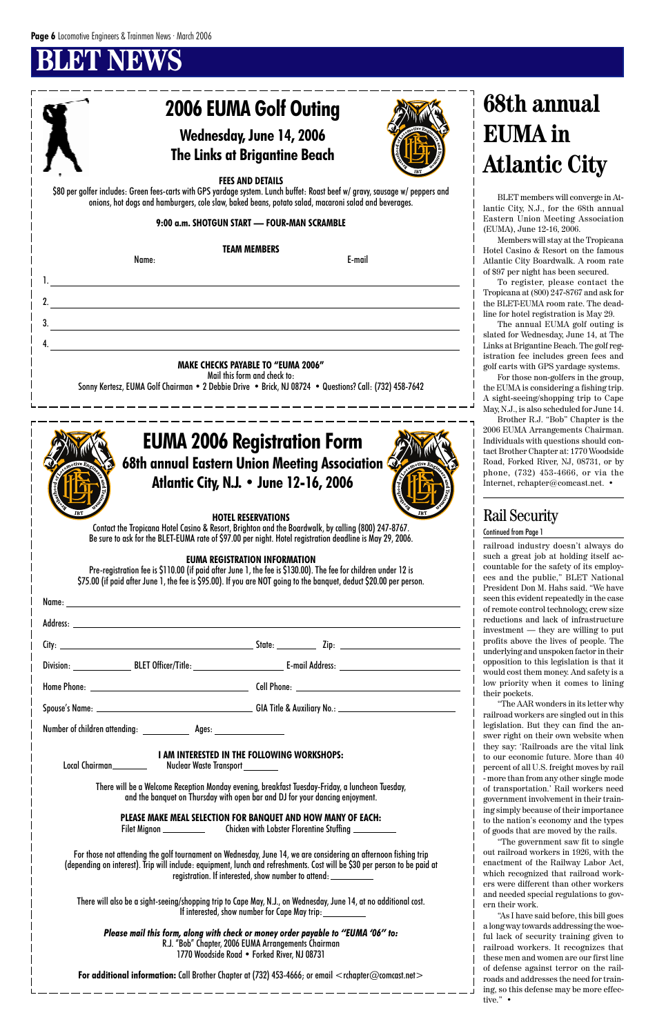# BLET NEWS

## 2006 EUMA Golf Outing

### Wednesday, June 14, 2006
### The Links at Brigantine Beach

**FEES AND DETAILS**

$80 per golfer includes: Green fees-carts with GPS yardage system. Lunch buffet: Roast beef w/ gravy, sausage w/ peppers and onions, hot dogs and hamburgers, cole slaw, baked beans, potato salad, macaroni salad and beverages.

**9:00 a.m. SHOTGUN START — FOUR-MAN SCRAMBLE**

**TEAM MEMBERS**

Name: E-mail

1. ______________________________

2. ______________________________

3. ______________________________

4. ______________________________

**MAKE CHECKS PAYABLE TO "EUMA 2006"**

Mail this form and check to:

Sonny Kertesz, EUMA Golf Chairman • 2 Debbie Drive • Brick, NJ 08724 • Questions? Call: (732) 458-7642

## EUMA 2006 Registration Form

### 68th annual Eastern Union Meeting Association
### Atlantic City, N.J. • June 12-16, 2006

**HOTEL RESERVATIONS**

Contact the Tropicana Hotel Casino & Resort, Brighton and the Boardwalk, by calling (800) 247-8767. Be sure to ask for the BLET-EUMA rate of $97.00 per night. Hotel registration deadline is May 29, 2006.

**EUMA REGISTRATION INFORMATION**

Pre-registration fee is $110.00 (if paid after June 1, the fee is $130.00). The fee for children under 12 is $75.00 (if paid after June 1, the fee is $95.00). If you are NOT going to the banquet, deduct $20.00 per person.

Name: ______________________________

Address: ______________________________

City: ______________ State: ________ Zip: ____________

Division: ________ BLET Officer/Title: ______________ E-mail Address: ______________

Home Phone: ______________ Cell Phone: ______________

Spouse's Name: ______________ GIA Title & Auxiliary No.: ______________

Number of children attending: ________ Ages: ________

**I AM INTERESTED IN THE FOLLOWING WORKSHOPS:**

Local Chairman________ Nuclear Waste Transport ________

There will be a Welcome Reception Monday evening, breakfast Tuesday-Friday, a luncheon Tuesday, and the banquet on Thursday with open bar and DJ for your dancing enjoyment.

**PLEASE MAKE MEAL SELECTION FOR BANQUET AND HOW MANY OF EACH:**

Filet Mignon ________ Chicken with Lobster Florentine Stuffing ________

For those not attending the golf tournament on Wednesday, June 14, we are considering an afternoon fishing trip (depending on interest). Trip will include: equipment, lunch and refreshments. Cost will be $30 per person to be paid at registration. If interested, show number to attend: ________

There will also be a sight-seeing/shopping trip to Cape May, N.J., on Wednesday, June 14, at no additional cost. If interested, show number for Cape May trip: ________

***Please mail this form, along with check or money order payable to "EUMA '06" to:***

R.J. "Bob" Chapter, 2006 EUMA Arrangements Chairman

1770 Woodside Road • Forked River, NJ 08731

**For additional information:** Call Brother Chapter at (732) 453-4666; or email <rchapter@comcast.net>

## 68th annual EUMA in Atlantic City

BLET members will converge in Atlantic City, N.J., for the 68th annual Eastern Union Meeting Association (EUMA), June 12-16, 2006.

Members will stay at the Tropicana Hotel Casino & Resort on the famous Atlantic City Boardwalk. A room rate of $97 per night has been secured.

To register, please contact the Tropicana at (800) 247-8767 and ask for the BLET-EUMA room rate. The deadline for hotel registration is May 29.

The annual EUMA golf outing is slated for Wednesday, June 14, at The Links at Brigantine Beach. The golf registration fee includes green fees and golf carts with GPS yardage systems.

For those non-golfers in the group, the EUMA is considering a fishing trip. A sight-seeing/shopping trip to Cape May, N.J., is also scheduled for June 14.

Brother R.J. "Bob" Chapter is the 2006 EUMA Arrangements Chairman. Individuals with questions should contact Brother Chapter at: 1770 Woodside Road, Forked River, NJ, 08731, or by phone, (732) 453-4666, or via the Internet, rchapter@comcast.net. •

## Rail Security

Continued from Page 1

railroad industry doesn't always do such a great job at holding itself accountable for the safety of its employees and the public," BLET National President Don M. Hahs said. "We have seen this evident repeatedly in the case of remote control technology, crew size reductions and lack of infrastructure investment — they are willing to put profits above the lives of people. The underlying and unspoken factor in their opposition to this legislation is that it would cost them money. And safety is a low priority when it comes to lining their pockets.

"The AAR wonders in its letter why railroad workers are singled out in this legislation. But they can find the answer right on their own website when they say: 'Railroads are the vital link to our economic future. More than 40 percent of all U.S. freight moves by rail - more than from any other single mode of transportation.' Rail workers need government involvement in their training simply because of their importance to the nation's economy and the types of goods that are moved by the rails.

"The government saw fit to single out railroad workers in 1926, with the enactment of the Railway Labor Act, which recognized that railroad workers were different than other workers and needed special regulations to govern their work.

"As I have said before, this bill goes a long way towards addressing the woeful lack of security training given to railroad workers. It recognizes that these men and women are our first line of defense against terror on the railroads and addresses the need for training, so this defense may be more effective." •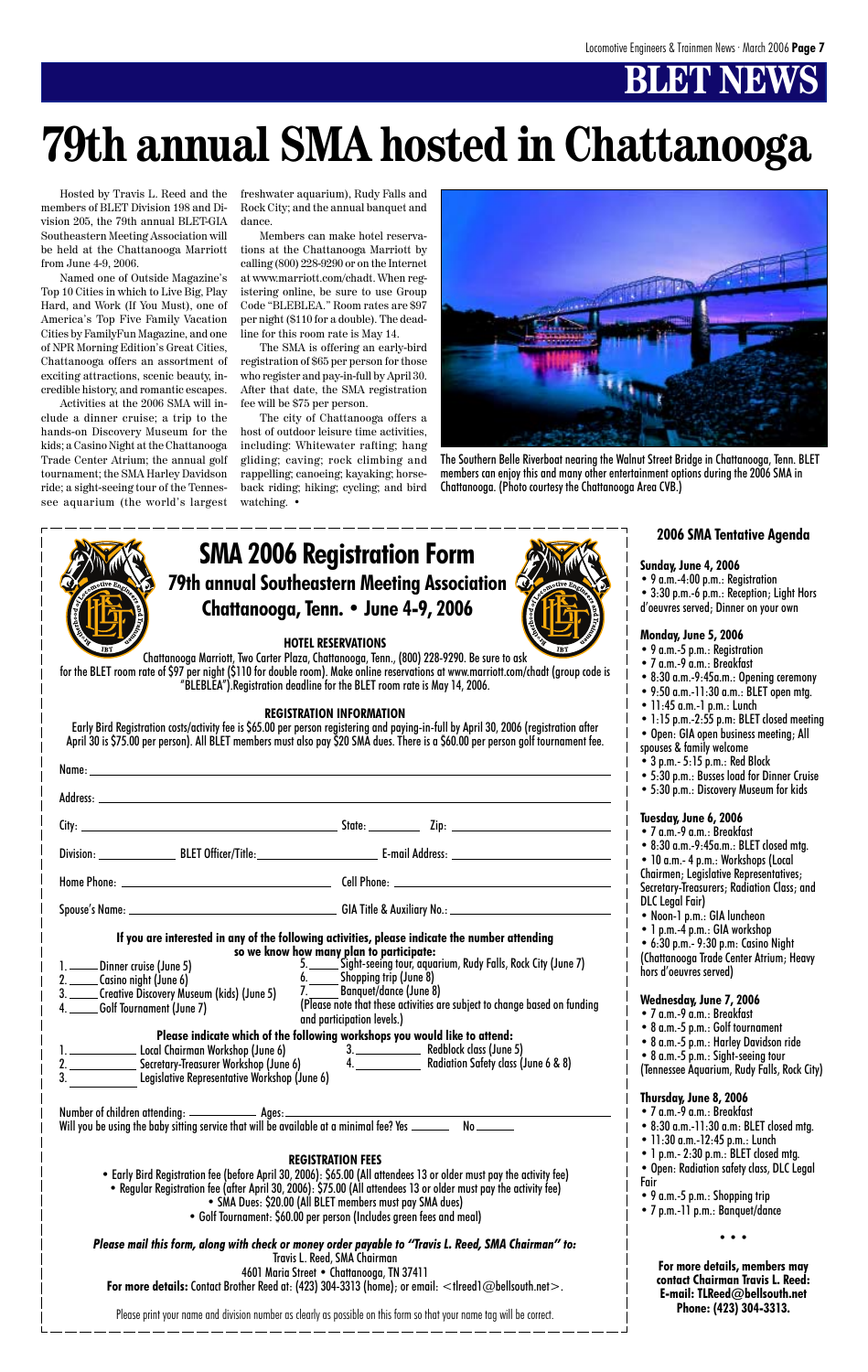# BLET NEWS

# 79th annual SMA hosted in Chattanooga

Hosted by Travis L. Reed and the members of BLET Division 198 and Division 205, the 79th annual BLET-GIA Southeastern Meeting Association will be held at the Chattanooga Marriott from June 4-9, 2006.

Named one of Outside Magazine's Top 10 Cities in which to Live Big, Play Hard, and Work (If You Must), one of America's Top Five Family Vacation Cities by FamilyFun Magazine, and one of NPR Morning Edition's Great Cities, Chattanooga offers an assortment of exciting attractions, scenic beauty, incredible history, and romantic escapes.

Activities at the 2006 SMA will include a dinner cruise; a trip to the hands-on Discovery Museum for the kids; a Casino Night at the Chattanooga Trade Center Atrium; the annual golf tournament; the SMA Harley Davidson ride; a sight-seeing tour of the Tennessee aquarium (the world's largest freshwater aquarium), Rudy Falls and Rock City; and the annual banquet and dance.

Members can make hotel reservations at the Chattanooga Marriott by calling (800) 228-9290 or on the Internet at www.marriott.com/chadt. When registering online, be sure to use Group Code "BLEBLEA." Room rates are $97 per night ($110 for a double). The deadline for this room rate is May 14.

The SMA is offering an early-bird registration of $65 per person for those who register and pay-in-full by April 30. After that date, the SMA registration fee will be $75 per person.

The city of Chattanooga offers a host of outdoor leisure time activities, including: Whitewater rafting; hang gliding; caving; rock climbing and rappelling; canoeing; kayaking; horseback riding; hiking; cycling; and bird watching. •

The Southern Belle Riverboat nearing the Walnut Street Bridge in Chattanooga, Tenn. BLET members can enjoy this and many other entertainment options during the 2006 SMA in Chattanooga. (Photo courtesy the Chattanooga Area CVB.)

## SMA 2006 Registration Form

### 79th annual Southeastern Meeting Association

### Chattanooga, Tenn. • June 4-9, 2006

**HOTEL RESERVATIONS**

Chattanooga Marriott, Two Carter Plaza, Chattanooga, Tenn., (800) 228-9290. Be sure to ask for the BLET room rate of $97 per night ($110 for double room). Make online reservations at www.marriott.com/chadt (group code is "BLEBLEA").Registration deadline for the BLET room rate is May 14, 2006.

**REGISTRATION INFORMATION**

Early Bird Registration costs/activity fee is $65.00 per person registering and paying-in-full by April 30, 2006 (registration after April 30 is $75.00 per person). All BLET members must also pay $20 SMA dues. There is a $60.00 per person golf tournament fee.

Name: ______________________________

Address: ______________________________

City: ______________ State: ________ Zip: ____________

Division: __________ BLET Officer/Title: ______________ E-mail Address: ______________

Home Phone: ______________ Cell Phone: ______________

Spouse's Name: ______________ GIA Title & Auxiliary No.: ______________

**If you are interested in any of the following activities, please indicate the number attending so we know how many plan to participate:**

1. _____ Dinner cruise (June 5)
2. _____ Casino night (June 6)
3. _____ Creative Discovery Museum (kids) (June 5)
4. _____ Golf Tournament (June 7)
5. _____ Sight-seeing tour, aquarium, Rudy Falls, Rock City (June 7)
6. _____ Shopping trip (June 8)
7. _____ Banquet/dance (June 8)

(Please note that these activities are subject to change based on funding and participation levels.)

**Please indicate which of the following workshops you would like to attend:**

1. __________ Local Chairman Workshop (June 6)
2. __________ Secretary-Treasurer Workshop (June 6)
3. __________ Legislative Representative Workshop (June 6)
4. __________ Radiation Safety class (June 6 & 8)

3. __________ Redblock class (June 5)

Number of children attending: __________ Ages: ______________

Will you be using the baby sitting service that will be available at a minimal fee? Yes ______ No ______

**REGISTRATION FEES**

- Early Bird Registration fee (before April 30, 2006): $65.00 (All attendees 13 or older must pay the activity fee)
- Regular Registration fee (after April 30, 2006): $75.00 (All attendees 13 or older must pay the activity fee)
- SMA Dues: $20.00 (All BLET members must pay SMA dues)
- Golf Tournament: $60.00 per person (Includes green fees and meal)

***Please mail this form, along with check or money order payable to "Travis L. Reed, SMA Chairman" to:***

Travis L. Reed, SMA Chairman
4601 Maria Street • Chattanooga, TN 37411

**For more details:** Contact Brother Reed at: (423) 304-3313 (home); or email: <tlreed1@bellsouth.net>.

Please print your name and division number as clearly as possible on this form so that your name tag will be correct.

## 2006 SMA Tentative Agenda

**Sunday, June 4, 2006**
- 9 a.m.-4:00 p.m.: Registration
- 3:30 p.m.-6 p.m.: Reception; Light Hors d'oeuvres served; Dinner on your own

**Monday, June 5, 2006**
- 9 a.m.-5 p.m.: Registration
- 7 a.m.-9 a.m.: Breakfast
- 8:30 a.m.-9:45a.m.: Opening ceremony
- 9:50 a.m.-11:30 a.m.: BLET open mtg.
- 11:45 a.m.-1 p.m.: Lunch
- 1:15 p.m.-2:55 p.m: BLET closed meeting
- Open: GIA open business meeting; All spouses & family welcome
- 3 p.m.- 5:15 p.m.: Red Block
- 5:30 p.m.: Busses load for Dinner Cruise
- 5:30 p.m.: Discovery Museum for kids

**Tuesday, June 6, 2006**
- 7 a.m.-9 a.m.: Breakfast
- 8:30 a.m.-9:45a.m.: BLET closed mtg.
- 10 a.m.- 4 p.m.: Workshops (Local Chairmen; Legislative Representatives; Secretary-Treasurers; Radiation Class; and DLC Legal Fair)
- Noon-1 p.m.: GIA luncheon
- 1 p.m.-4 p.m.: GIA workshop
- 6:30 p.m.- 9:30 p.m: Casino Night (Chattanooga Trade Center Atrium; Heavy hors d'oeuvres served)

**Wednesday, June 7, 2006**
- 7 a.m.-9 a.m.: Breakfast
- 8 a.m.-5 p.m.: Golf tournament
- 8 a.m.-5 p.m.: Harley Davidson ride
- 8 a.m.-5 p.m.: Sight-seeing tour (Tennessee Aquarium, Rudy Falls, Rock City)

**Thursday, June 8, 2006**
- 7 a.m.-9 a.m.: Breakfast
- 8:30 a.m.-11:30 a.m: BLET closed mtg.
- 11:30 a.m.-12:45 p.m.: Lunch
- 1 p.m.- 2:30 p.m.: BLET closed mtg.
- Open: Radiation safety class, DLC Legal Fair
- 9 a.m.-5 p.m.: Shopping trip
- 7 p.m.-11 p.m.: Banquet/dance

• • •

**For more details, members may contact Chairman Travis L. Reed: E-mail: TLReed@bellsouth.net Phone: (423) 304-3313.**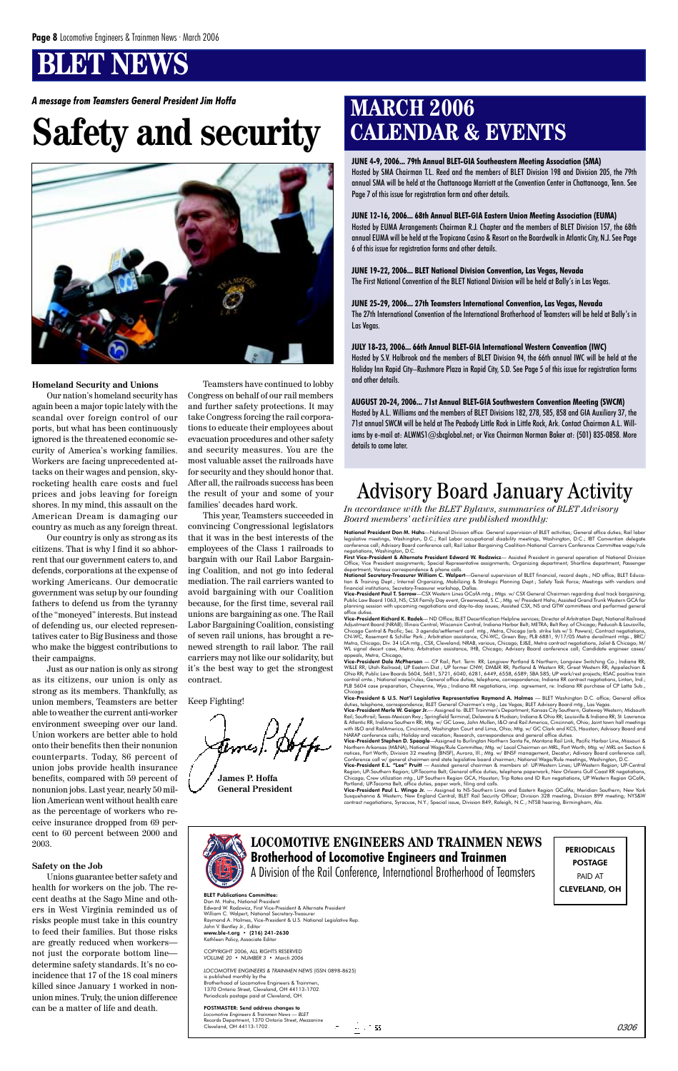# BLET NEWS

*A message from Teamsters General President Jim Hoffa*

# Safety and security

### Homeland Security and Unions

Our nation's homeland security has again been a major topic lately with the scandal over foreign control of our ports, but what has been continuously ignored is the threatened economic security of America's working families. Workers are facing unprecedented attacks on their wages and pension, skyrocketing health care costs and fuel prices and jobs leaving for foreign shores. In my mind, this assault on the American Dream is damaging our country as much as any foreign threat.

Our country is only as strong as its citizens. That is why I find it so abhorrent that our government caters to, and defends, corporations at the expense of working Americans. Our democratic government was setup by our founding fathers to defend us from the tyranny of the "moneyed" interests. But instead of defending us, our elected representatives cater to Big Business and those who make the biggest contributions to their campaigns.

Just as our nation is only as strong as its citizens, our union is only as strong as its members. Thankfully, as union members, Teamsters are better able to weather the current anti-worker environment sweeping over our land. Union workers are better able to hold onto their benefits then their nonunion counterparts. Today, 86 percent of union jobs provide health insurance benefits, compared with 59 percent of nonunion jobs. Last year, nearly 50 million American went without health care as the percentage of workers who receive insurance dropped from 69 percent to 60 percent between 2000 and 2003.

### Safety on the Job

Unions guarantee better safety and health for workers on the job. The recent deaths at the Sago Mine and others in West Virginia reminded us of risks people must take in this country to feed their families. But those risks are greatly reduced when workers—not just the corporate bottom line—determine safety standards. It's no coincidence that 17 of the 18 coal miners killed since January 1 worked in nonunion mines. Truly, the union difference can be a matter of life and death.

Teamsters have continued to lobby Congress on behalf of our rail members and further safety protections. It may take Congress forcing the rail corporations to educate their employees about evacuation procedures and other safety and security measures. You are the most valuable asset the railroads have for security and they should honor that. After all, the railroads success has been the result of your and some of your families' decades hard work.

This year, Teamsters succeeded in convincing Congressional legislators that it was in the best interests of the employees of the Class 1 railroads to bargain with our Rail Labor Bargaining Coalition, and not go into federal mediation. The rail carriers wanted to avoid bargaining with our Coalition because, for the first time, several rail unions are bargaining as one. The Rail Labor Bargaining Coalition, consisting of seven rail unions, has brought a renewed strength to rail labor. The rail carriers may not like our solidarity, but it's the best way to get the strongest contract.

Keep Fighting!

**James P. Hoffa**
**General President**

# MARCH 2006 CALENDAR & EVENTS

**JUNE 4-9, 2006... 79th Annual BLET-GIA Southeastern Meeting Association (SMA)**
Hosted by SMA Chairman T.L. Reed and the members of BLET Division 198 and Division 205, the 79th annual SMA will be held at the Chattanooga Marriott at the Convention Center in Chattanooga, Tenn. See Page 7 of this issue for registration form and other details.

**JUNE 12-16, 2006... 68th Annual BLET-GIA Eastern Union Meeting Association (EUMA)**
Hosted by EUMA Arrangements Chairman R.J. Chapter and the members of BLET Division 157, the 68th annual EUMA will be held at the Tropicana Casino & Resort on the Boardwalk in Atlantic City, N.J. See Page 6 of this issue for registration forms and other details.

**JUNE 19-22, 2006... BLET National Division Convention, Las Vegas, Nevada**
The First National Convention of the BLET National Division will be held at Bally's in Las Vegas.

**JUNE 25-29, 2006... 27th Teamsters International Convention, Las Vegas, Nevada**
The 27th International Convention of the International Brotherhood of Teamsters will be held at Bally's in Las Vegas.

**JULY 18-23, 2006... 66th Annual BLET-GIA International Western Convention (IWC)**
Hosted by S.V. Halbrook and the members of BLET Division 94, the 66th annual IWC will be held at the Holiday Inn Rapid City–Rushmore Plaza in Rapid City, S.D. See Page 5 of this issue for registration forms and other details.

**AUGUST 20-24, 2006... 71st Annual BLET-GIA Southwestern Convention Meeting (SWCM)**
Hosted by A.L. Williams and the members of BLET Divisions 182, 278, 585, 858 and GIA Auxiliary 37, the 71st annual SWCM will be held at The Peabody Little Rock in Little Rock, Ark. Contact Chairman A.L. Williams by e-mail at: ALWMS1@sbcglobal.net; or Vice Chairman Norman Baker at: (501) 835-0858. More details to come later.

# Advisory Board January Activity

*In accordance with the BLET Bylaws, summaries of BLET Advisory Board members' activities are published monthly:*

**National President Don M. Hahs**—National Division office: General supervision of BLET activities; General office duties; Rail labor legislative meetings, Washington, D.C.; Rail Labor occupational disability meetings, Washington, D.C.; IBT Convention delegate conference call; Advisory Board conference call; Rail Labor Bargaining Coalition-National Carriers Conference Committee wage/rule negotiations, Washington, D.C.

**First Vice-President & Alternate President Edward W. Rodzwicz**— Assisted President in general operation of National Division Office; Vice President assignments; Organizing & Strategic Planning Dept.; Safety Task Force; Meetings with vendors and Office; Vice President assignments; Organizing department; Shortline department; Passenger department; Various correspondence & phone calls.

**National Secretary-Treasurer William C. Walpert**—General supervision of BLET financial, record depts.; ND office; BLET Education & Training Dept.; Internal Organizing, Mobilizing & Strategic Planning Dept.; Safety Task Force; Meetings with vendors and financial institutions; Secretary-Treasurer workshop, Dallas.

**Vice-President Paul T. Sorrow**—CSX Western Lines GCofA mtg.; Mtgs. w/ CSX General Chairmen regarding dual track bargaining; Public Law Board 1063, NS; CSX Family Day event, Greenwood, S.C.; Mtg. w/ President Hahs; Assisted Grand Trunk Western GCA for planning session with upcoming negotiations and day-to-day issues; Assisted CSX, NS and GTW committees and performed general office duties.

**Vice-President Richard K. Radek**— ND Office; BLET Decertification Helpline services; Director of Arbitration Dept; National Railroad Adjustment Board (NRAB); Illinois Central; Wisconsin Central; Indiana Harbor Belt; METRA; Belt Rwy. of Chicago; Paducah & Louisville; Chicago Central & Pacific; Sec. 3 agenda/settlement conf. mtg., Metra, Chicago (arb. strike lists w/ S. Powers); Contract negotiations, CN-WC, Rosemont & Schiller Park.; Arbitration assistance, CN-WC, Green Bay; PLB 6881, 9/17/05 Metra derailment mtgs., BRC/Metra, Chicago; Div. 34 LCA mtg., CSX, Cleveland; NRAB, various, Chicago; EJ&E, Metra contract negotiations, Joliet & Chicago; M/WL signal decert case, Metra; Arbitration assistance, IHB, Chicago; Advisory Board conference call; Candidate engineer cases/appeals, Metra, Chicago;

**Vice-President Dale McPherson** — CP Rail, Port. Term. RR, Longview Portland & Northern; Longview Switching Co.; Indiana RR; WB&E RR; Utah Railroad; UP Eastern Dist.; UP Former CNW; DM&IR RR; Portland & Western RR; Great Western RR; Appalachian & Ohio RR; Public Law Boards 5604, 5681, 5721, 6040, 6281, 6449, 6558, 6589; SBA 585, UP work/rest projects; RSAC positive train control cmte.; National wage/rules; General office duties, telephone, correspondence; Indiana RR contract negotiations, Linton, Ind.; PLB 5604 case preparation, Cheyenne, Wyo.; Indiana RR negotiations, imp. agreement, re: Indiana RR purchase of CP Latta Sub., Chicago.

**Vice-President & U.S. Nat'l Legislative Representative Raymond A. Holmes** — BLET Washington D.C. office; General office duties, telephone, correspondence; BLET General Chairmen's mtg., Las Vegas; BLET Advisory Board mtg., Las Vegas.

**Vice-President Merle W. Geiger Jr.**— Assigned to: BLET Trainmen's Department; Kansas City Southern; Gateway Western; Midsouth Rail; Southrail; Texas-Mexican Rwy.; Springfield Terminal, Delaware & Hudson; Indiana & Ohio RR; Louisville & Indiana RR; St. Lawrence & Atlantic RR; Indiana Southern RR; Mtg. w/ GC Lowe, John Mullen, I&O and Rail America, Cincinnati, Ohio; Joint town hall meetings with I&O and RailAmerica, Cincinnati, Washington Court and Lima, Ohio; Mtg. w/ GC Clark and KCS, Houston; Advisory Board and NARAP conference calls; Holiday and vacation; Research, correspondence and general office duties.

**Vice-President Stephen D. Speagle**—Assigned to Burlington Northern Santa Fe, Montana Rail Link, Pacific Harbor Line, Missouri & Northern Arkansas (M&NA), National Wage/Rule Committee; Mtg. w/ Local Chairmen on MRL, Fort Worth; Mtg. w/ MRL on Section 6 notices, Fort Worth, Division 32 meeting (BNSF), Aurora, Ill.; Mtg. w/ BNSF management, Decatur; Advisory Board conference call; Conference call w/ general chairmen and state legislative board chairmen; National Wage/Rule meetings, Washington, D.C.

**Vice-President E.L. "Lee" Pruitt** — Assisted general chairmen & members of: UP-Western Lines; UP-Western Region; UP-Central Region; UP-Southern Region; UP-Tacoma Belt; General office duties, telephone paperwork; New Orleans Gulf Coast RR negotiations, Chicago; Crew utilization mtg., UP Southern Region GCA, Houston; Trip Rates and ID Run negotiations, UP Western Region GCofA, Portland; UP-Tacoma Belt, office duties, paper work, filing and calls.

**Vice-President Paul L. Wingo Jr.** — Assigned to NS-Southern Lines and Eastern Region GCofAs; Meridian Southern; New York Susquehanna & Western; New England Central; BLET Rail Security Officer; Division 328 meeting, Division 899 meeting; NYS&W contract negotiations, Syracuse, N.Y.; Special issue, Division 849, Raleigh, N.C.; NTSB hearing, Birmingham, Ala.

## LOCOMOTIVE ENGINEERS AND TRAINMEN NEWS
**Brotherhood of Locomotive Engineers and Trainmen**
A Division of the Rail Conference, International Brotherhood of Teamsters

**BLET Publications Committee:**
Don M. Hahs, National President
Edward W. Rodzwicz, First Vice-President & Alternate President
William C. Walpert, National Secretary-Treasurer
Raymond A. Holmes, Vice-President & U.S. National Legislative Rep.
John V. Bentley Jr., Editor
**www.ble-t.org • (216) 241-2630**
Kathleen Policy, Associate Editor

COPYRIGHT 2006, ALL RIGHTS RESERVED
*VOLUME 20 • NUMBER 3 • March 2006*

*LOCOMOTIVE ENGINEERS & TRAINMEN NEWS* (ISSN 0898-8625) is published monthly by the Brotherhood of Locomotive Engineers & Trainmen, 1370 Ontario Street, Cleveland, OH 44113-1702. Periodicals postage paid at Cleveland, OH.

**POSTMASTER: Send address changes to**
*Locomotive Engineers & Trainmen News — BLET*
Records Department, 1370 Ontario Street, Mezzanine
Cleveland, OH 44113-1702

**PERIODICALS POSTAGE PAID AT CLEVELAND, OH**